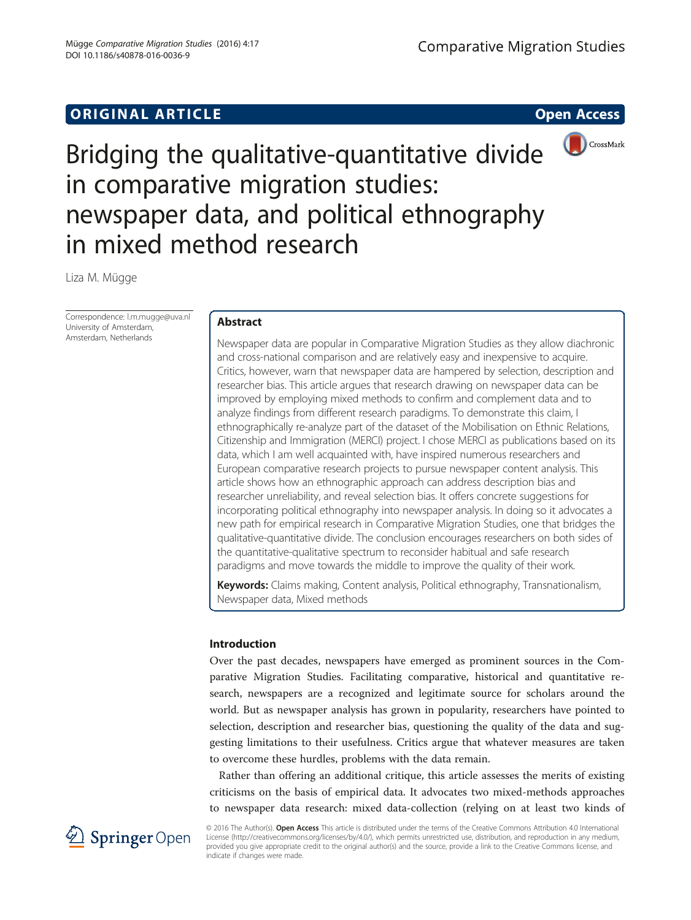ORIGINAL ARTICLE

Open Access

# Bridging the qualitative-quantitative divide in comparative migration studies: newspaper data, and political ethnography in mixed method research

Liza M. Mügge

Correspondence: l.m.mugge@uva.nl
University of Amsterdam, Amsterdam, Netherlands

## Abstract

Newspaper data are popular in Comparative Migration Studies as they allow diachronic and cross-national comparison and are relatively easy and inexpensive to acquire. Critics, however, warn that newspaper data are hampered by selection, description and researcher bias. This article argues that research drawing on newspaper data can be improved by employing mixed methods to confirm and complement data and to analyze findings from different research paradigms. To demonstrate this claim, I ethnographically re-analyze part of the dataset of the Mobilisation on Ethnic Relations, Citizenship and Immigration (MERCI) project. I chose MERCI as publications based on its data, which I am well acquainted with, have inspired numerous researchers and European comparative research projects to pursue newspaper content analysis. This article shows how an ethnographic approach can address description bias and researcher unreliability, and reveal selection bias. It offers concrete suggestions for incorporating political ethnography into newspaper analysis. In doing so it advocates a new path for empirical research in Comparative Migration Studies, one that bridges the qualitative-quantitative divide. The conclusion encourages researchers on both sides of the quantitative-qualitative spectrum to reconsider habitual and safe research paradigms and move towards the middle to improve the quality of their work.

**Keywords:** Claims making, Content analysis, Political ethnography, Transnationalism, Newspaper data, Mixed methods

## Introduction

Over the past decades, newspapers have emerged as prominent sources in the Comparative Migration Studies. Facilitating comparative, historical and quantitative research, newspapers are a recognized and legitimate source for scholars around the world. But as newspaper analysis has grown in popularity, researchers have pointed to selection, description and researcher bias, questioning the quality of the data and suggesting limitations to their usefulness. Critics argue that whatever measures are taken to overcome these hurdles, problems with the data remain.

Rather than offering an additional critique, this article assesses the merits of existing criticisms on the basis of empirical data. It advocates two mixed-methods approaches to newspaper data research: mixed data-collection (relying on at least two kinds of

© 2016 The Author(s). **Open Access** This article is distributed under the terms of the Creative Commons Attribution 4.0 International License (http://creativecommons.org/licenses/by/4.0/), which permits unrestricted use, distribution, and reproduction in any medium, provided you give appropriate credit to the original author(s) and the source, provide a link to the Creative Commons license, and indicate if changes were made.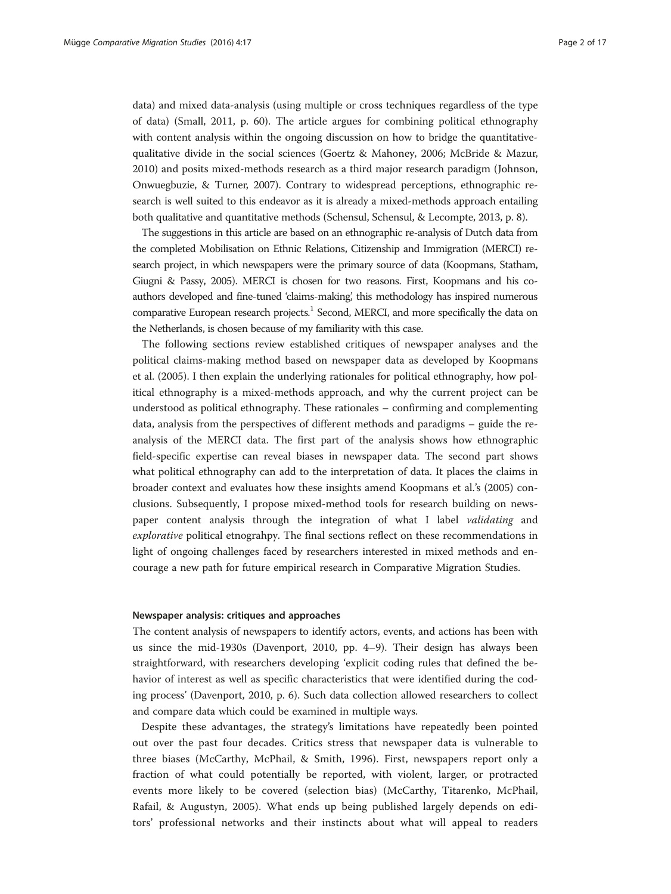data) and mixed data-analysis (using multiple or cross techniques regardless of the type of data) (Small, 2011, p. 60). The article argues for combining political ethnography with content analysis within the ongoing discussion on how to bridge the quantitative-qualitative divide in the social sciences (Goertz & Mahoney, 2006; McBride & Mazur, 2010) and posits mixed-methods research as a third major research paradigm (Johnson, Onwuegbuzie, & Turner, 2007). Contrary to widespread perceptions, ethnographic research is well suited to this endeavor as it is already a mixed-methods approach entailing both qualitative and quantitative methods (Schensul, Schensul, & Lecompte, 2013, p. 8).

The suggestions in this article are based on an ethnographic re-analysis of Dutch data from the completed Mobilisation on Ethnic Relations, Citizenship and Immigration (MERCI) research project, in which newspapers were the primary source of data (Koopmans, Statham, Giugni & Passy, 2005). MERCI is chosen for two reasons. First, Koopmans and his coauthors developed and fine-tuned 'claims-making', this methodology has inspired numerous comparative European research projects.[1] Second, MERCI, and more specifically the data on the Netherlands, is chosen because of my familiarity with this case.

The following sections review established critiques of newspaper analyses and the political claims-making method based on newspaper data as developed by Koopmans et al. (2005). I then explain the underlying rationales for political ethnography, how political ethnography is a mixed-methods approach, and why the current project can be understood as political ethnography. These rationales – confirming and complementing data, analysis from the perspectives of different methods and paradigms – guide the re-analysis of the MERCI data. The first part of the analysis shows how ethnographic field-specific expertise can reveal biases in newspaper data. The second part shows what political ethnography can add to the interpretation of data. It places the claims in broader context and evaluates how these insights amend Koopmans et al.'s (2005) conclusions. Subsequently, I propose mixed-method tools for research building on newspaper content analysis through the integration of what I label *validating* and *explorative* political etnograhpy. The final sections reflect on these recommendations in light of ongoing challenges faced by researchers interested in mixed methods and encourage a new path for future empirical research in Comparative Migration Studies.

#### Newspaper analysis: critiques and approaches

The content analysis of newspapers to identify actors, events, and actions has been with us since the mid-1930s (Davenport, 2010, pp. 4–9). Their design has always been straightforward, with researchers developing 'explicit coding rules that defined the behavior of interest as well as specific characteristics that were identified during the coding process' (Davenport, 2010, p. 6). Such data collection allowed researchers to collect and compare data which could be examined in multiple ways.

Despite these advantages, the strategy's limitations have repeatedly been pointed out over the past four decades. Critics stress that newspaper data is vulnerable to three biases (McCarthy, McPhail, & Smith, 1996). First, newspapers report only a fraction of what could potentially be reported, with violent, larger, or protracted events more likely to be covered (selection bias) (McCarthy, Titarenko, McPhail, Rafail, & Augustyn, 2005). What ends up being published largely depends on editors' professional networks and their instincts about what will appeal to readers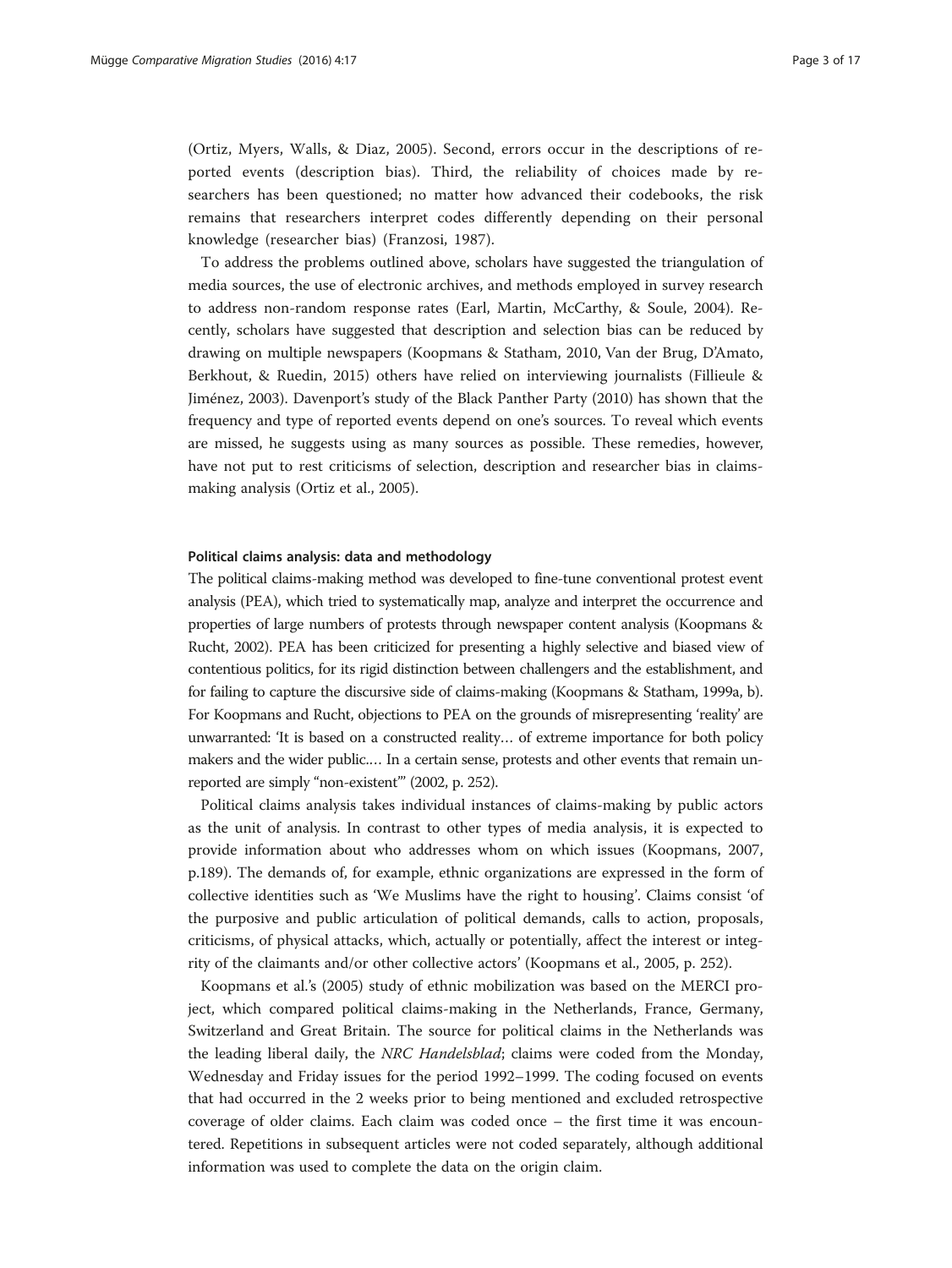(Ortiz, Myers, Walls, & Diaz, 2005). Second, errors occur in the descriptions of reported events (description bias). Third, the reliability of choices made by researchers has been questioned; no matter how advanced their codebooks, the risk remains that researchers interpret codes differently depending on their personal knowledge (researcher bias) (Franzosi, 1987).

To address the problems outlined above, scholars have suggested the triangulation of media sources, the use of electronic archives, and methods employed in survey research to address non-random response rates (Earl, Martin, McCarthy, & Soule, 2004). Recently, scholars have suggested that description and selection bias can be reduced by drawing on multiple newspapers (Koopmans & Statham, 2010, Van der Brug, D'Amato, Berkhout, & Ruedin, 2015) others have relied on interviewing journalists (Fillieule & Jiménez, 2003). Davenport's study of the Black Panther Party (2010) has shown that the frequency and type of reported events depend on one's sources. To reveal which events are missed, he suggests using as many sources as possible. These remedies, however, have not put to rest criticisms of selection, description and researcher bias in claims-making analysis (Ortiz et al., 2005).

#### Political claims analysis: data and methodology

The political claims-making method was developed to fine-tune conventional protest event analysis (PEA), which tried to systematically map, analyze and interpret the occurrence and properties of large numbers of protests through newspaper content analysis (Koopmans & Rucht, 2002). PEA has been criticized for presenting a highly selective and biased view of contentious politics, for its rigid distinction between challengers and the establishment, and for failing to capture the discursive side of claims-making (Koopmans & Statham, 1999a, b). For Koopmans and Rucht, objections to PEA on the grounds of misrepresenting 'reality' are unwarranted: 'It is based on a constructed reality… of extreme importance for both policy makers and the wider public.… In a certain sense, protests and other events that remain unreported are simply "non-existent"' (2002, p. 252).

Political claims analysis takes individual instances of claims-making by public actors as the unit of analysis. In contrast to other types of media analysis, it is expected to provide information about who addresses whom on which issues (Koopmans, 2007, p.189). The demands of, for example, ethnic organizations are expressed in the form of collective identities such as 'We Muslims have the right to housing'. Claims consist 'of the purposive and public articulation of political demands, calls to action, proposals, criticisms, of physical attacks, which, actually or potentially, affect the interest or integrity of the claimants and/or other collective actors' (Koopmans et al., 2005, p. 252).

Koopmans et al.'s (2005) study of ethnic mobilization was based on the MERCI project, which compared political claims-making in the Netherlands, France, Germany, Switzerland and Great Britain. The source for political claims in the Netherlands was the leading liberal daily, the *NRC Handelsblad*; claims were coded from the Monday, Wednesday and Friday issues for the period 1992–1999. The coding focused on events that had occurred in the 2 weeks prior to being mentioned and excluded retrospective coverage of older claims. Each claim was coded once – the first time it was encountered. Repetitions in subsequent articles were not coded separately, although additional information was used to complete the data on the origin claim.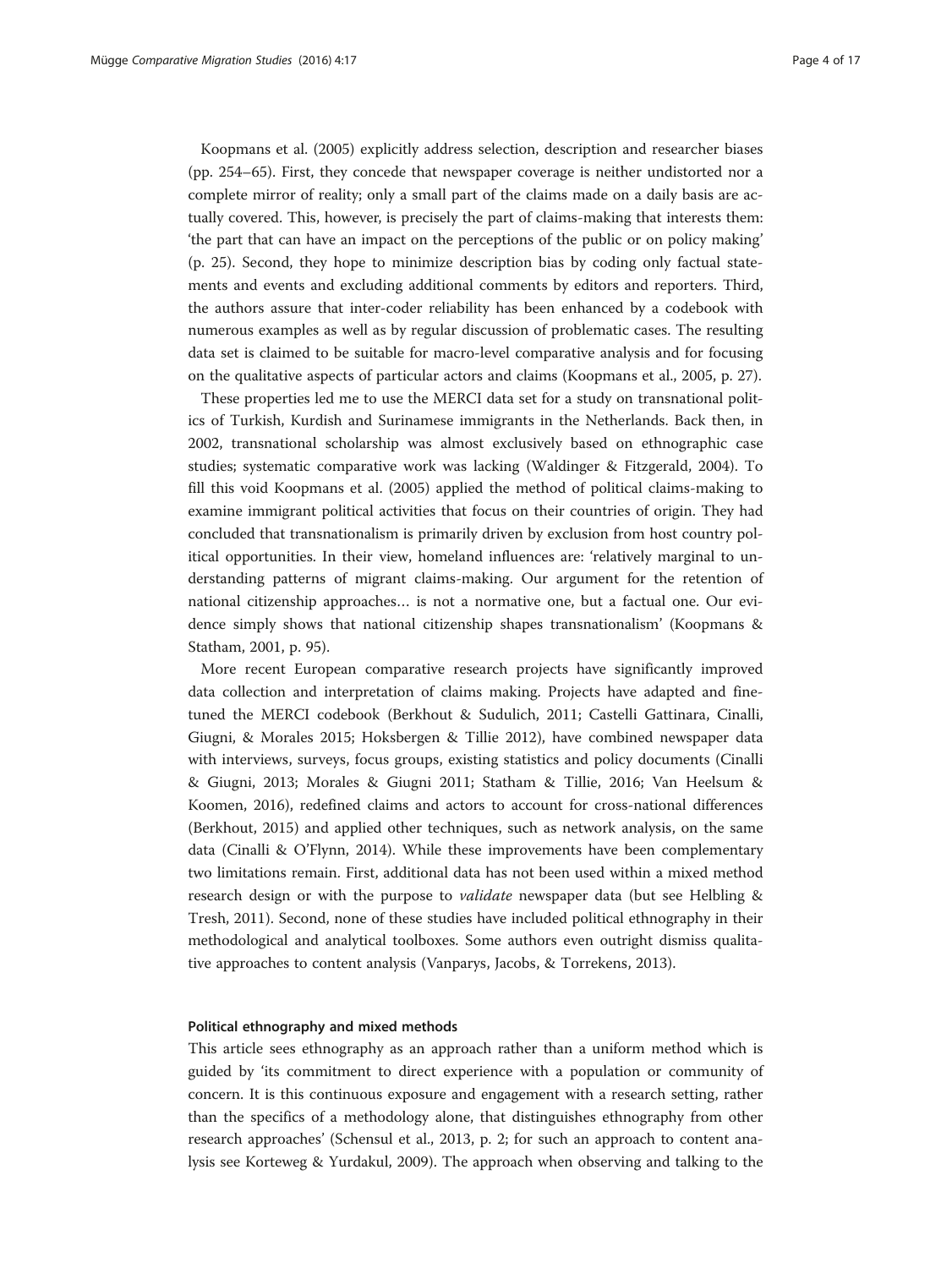Koopmans et al. (2005) explicitly address selection, description and researcher biases (pp. 254–65). First, they concede that newspaper coverage is neither undistorted nor a complete mirror of reality; only a small part of the claims made on a daily basis are actually covered. This, however, is precisely the part of claims-making that interests them: 'the part that can have an impact on the perceptions of the public or on policy making' (p. 25). Second, they hope to minimize description bias by coding only factual statements and events and excluding additional comments by editors and reporters. Third, the authors assure that inter-coder reliability has been enhanced by a codebook with numerous examples as well as by regular discussion of problematic cases. The resulting data set is claimed to be suitable for macro-level comparative analysis and for focusing on the qualitative aspects of particular actors and claims (Koopmans et al., 2005, p. 27).

These properties led me to use the MERCI data set for a study on transnational politics of Turkish, Kurdish and Surinamese immigrants in the Netherlands. Back then, in 2002, transnational scholarship was almost exclusively based on ethnographic case studies; systematic comparative work was lacking (Waldinger & Fitzgerald, 2004). To fill this void Koopmans et al. (2005) applied the method of political claims-making to examine immigrant political activities that focus on their countries of origin. They had concluded that transnationalism is primarily driven by exclusion from host country political opportunities. In their view, homeland influences are: 'relatively marginal to understanding patterns of migrant claims-making. Our argument for the retention of national citizenship approaches… is not a normative one, but a factual one. Our evidence simply shows that national citizenship shapes transnationalism' (Koopmans & Statham, 2001, p. 95).

More recent European comparative research projects have significantly improved data collection and interpretation of claims making. Projects have adapted and fine-tuned the MERCI codebook (Berkhout & Sudulich, 2011; Castelli Gattinara, Cinalli, Giugni, & Morales 2015; Hoksbergen & Tillie 2012), have combined newspaper data with interviews, surveys, focus groups, existing statistics and policy documents (Cinalli & Giugni, 2013; Morales & Giugni 2011; Statham & Tillie, 2016; Van Heelsum & Koomen, 2016), redefined claims and actors to account for cross-national differences (Berkhout, 2015) and applied other techniques, such as network analysis, on the same data (Cinalli & O'Flynn, 2014). While these improvements have been complementary two limitations remain. First, additional data has not been used within a mixed method research design or with the purpose to *validate* newspaper data (but see Helbling & Tresh, 2011). Second, none of these studies have included political ethnography in their methodological and analytical toolboxes. Some authors even outright dismiss qualitative approaches to content analysis (Vanparys, Jacobs, & Torrekens, 2013).

#### Political ethnography and mixed methods

This article sees ethnography as an approach rather than a uniform method which is guided by 'its commitment to direct experience with a population or community of concern. It is this continuous exposure and engagement with a research setting, rather than the specifics of a methodology alone, that distinguishes ethnography from other research approaches' (Schensul et al., 2013, p. 2; for such an approach to content analysis see Korteweg & Yurdakul, 2009). The approach when observing and talking to the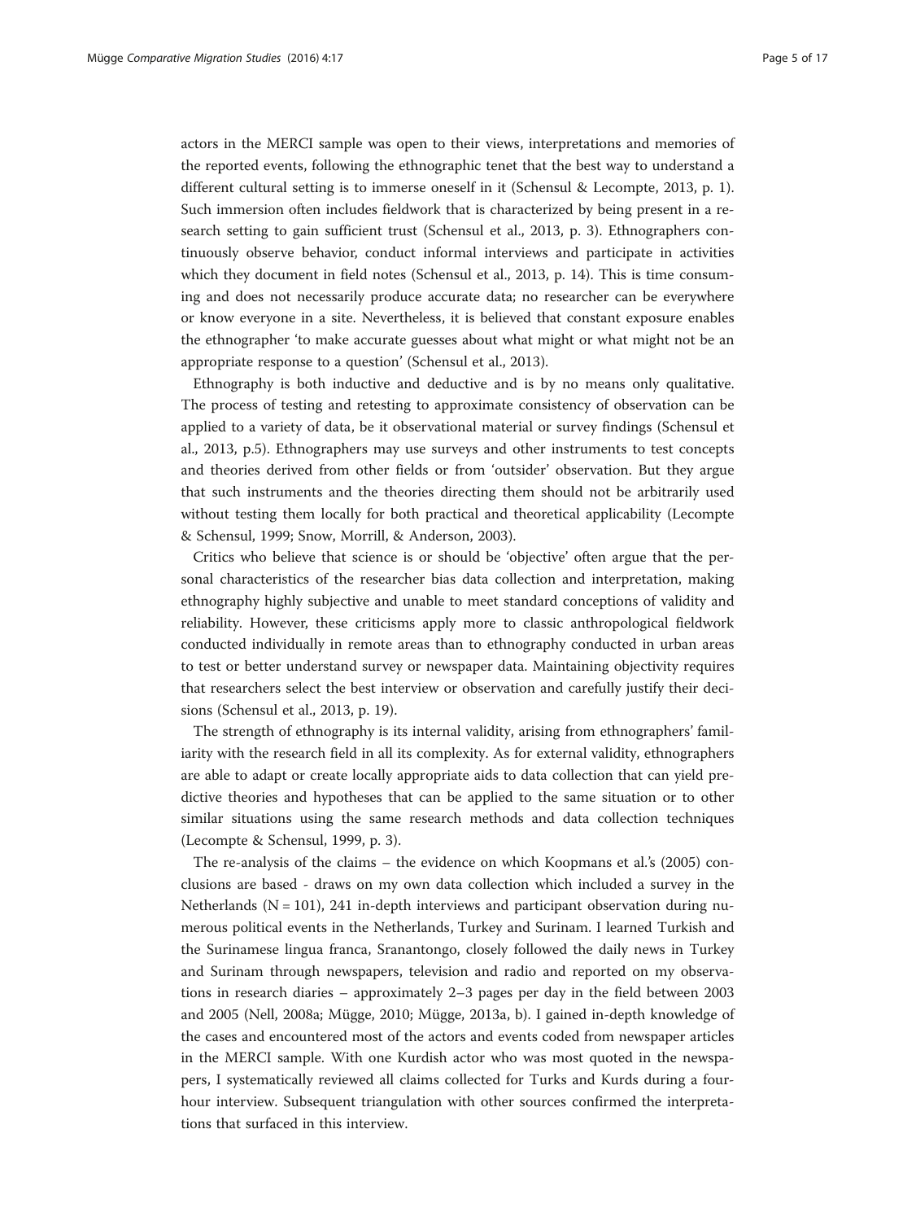actors in the MERCI sample was open to their views, interpretations and memories of the reported events, following the ethnographic tenet that the best way to understand a different cultural setting is to immerse oneself in it (Schensul & Lecompte, 2013, p. 1). Such immersion often includes fieldwork that is characterized by being present in a research setting to gain sufficient trust (Schensul et al., 2013, p. 3). Ethnographers continuously observe behavior, conduct informal interviews and participate in activities which they document in field notes (Schensul et al., 2013, p. 14). This is time consuming and does not necessarily produce accurate data; no researcher can be everywhere or know everyone in a site. Nevertheless, it is believed that constant exposure enables the ethnographer 'to make accurate guesses about what might or what might not be an appropriate response to a question' (Schensul et al., 2013).

Ethnography is both inductive and deductive and is by no means only qualitative. The process of testing and retesting to approximate consistency of observation can be applied to a variety of data, be it observational material or survey findings (Schensul et al., 2013, p.5). Ethnographers may use surveys and other instruments to test concepts and theories derived from other fields or from 'outsider' observation. But they argue that such instruments and the theories directing them should not be arbitrarily used without testing them locally for both practical and theoretical applicability (Lecompte & Schensul, 1999; Snow, Morrill, & Anderson, 2003).

Critics who believe that science is or should be 'objective' often argue that the personal characteristics of the researcher bias data collection and interpretation, making ethnography highly subjective and unable to meet standard conceptions of validity and reliability. However, these criticisms apply more to classic anthropological fieldwork conducted individually in remote areas than to ethnography conducted in urban areas to test or better understand survey or newspaper data. Maintaining objectivity requires that researchers select the best interview or observation and carefully justify their decisions (Schensul et al., 2013, p. 19).

The strength of ethnography is its internal validity, arising from ethnographers' familiarity with the research field in all its complexity. As for external validity, ethnographers are able to adapt or create locally appropriate aids to data collection that can yield predictive theories and hypotheses that can be applied to the same situation or to other similar situations using the same research methods and data collection techniques (Lecompte & Schensul, 1999, p. 3).

The re-analysis of the claims – the evidence on which Koopmans et al.'s (2005) conclusions are based - draws on my own data collection which included a survey in the Netherlands (N = 101), 241 in-depth interviews and participant observation during numerous political events in the Netherlands, Turkey and Surinam. I learned Turkish and the Surinamese lingua franca, Sranantongo, closely followed the daily news in Turkey and Surinam through newspapers, television and radio and reported on my observations in research diaries – approximately 2–3 pages per day in the field between 2003 and 2005 (Nell, 2008a; Mügge, 2010; Mügge, 2013a, b). I gained in-depth knowledge of the cases and encountered most of the actors and events coded from newspaper articles in the MERCI sample. With one Kurdish actor who was most quoted in the newspapers, I systematically reviewed all claims collected for Turks and Kurds during a four-hour interview. Subsequent triangulation with other sources confirmed the interpretations that surfaced in this interview.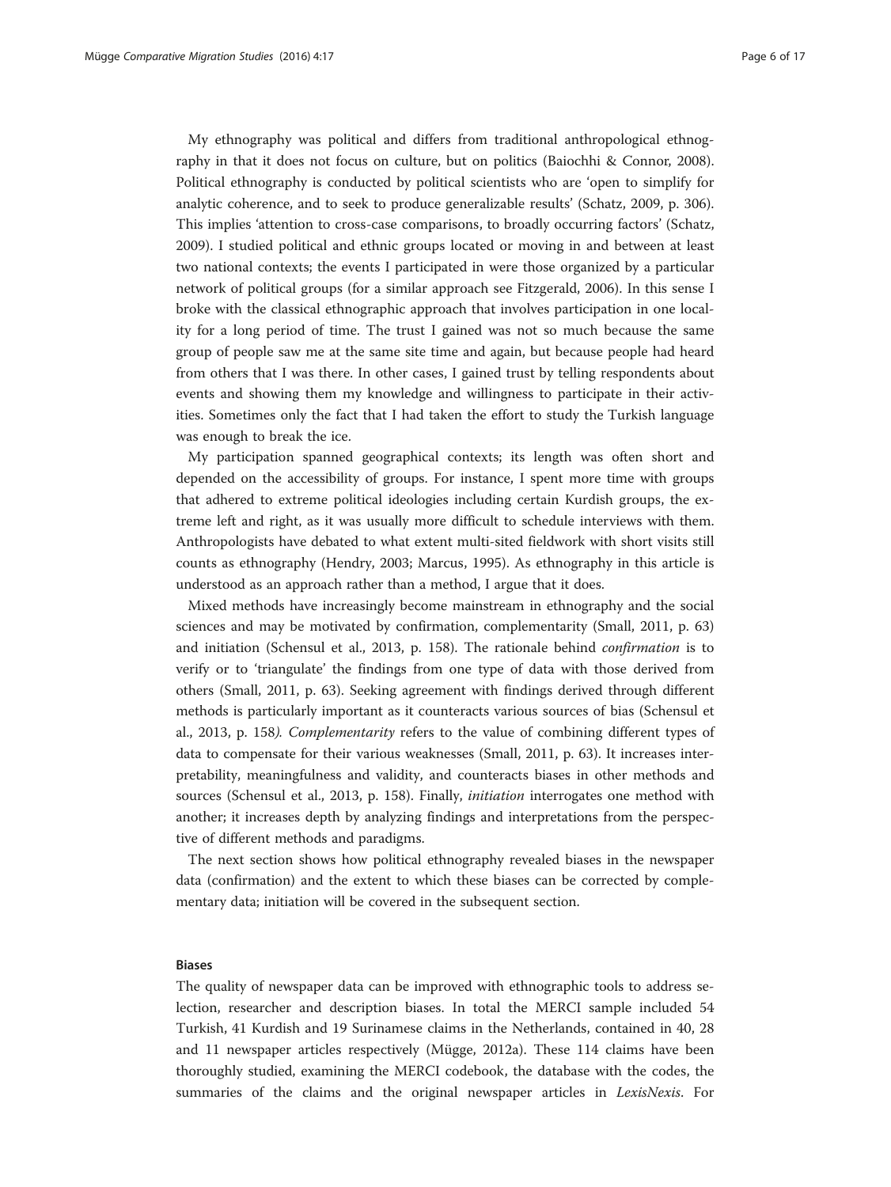My ethnography was political and differs from traditional anthropological ethnography in that it does not focus on culture, but on politics (Baiochhi & Connor, 2008). Political ethnography is conducted by political scientists who are 'open to simplify for analytic coherence, and to seek to produce generalizable results' (Schatz, 2009, p. 306). This implies 'attention to cross-case comparisons, to broadly occurring factors' (Schatz, 2009). I studied political and ethnic groups located or moving in and between at least two national contexts; the events I participated in were those organized by a particular network of political groups (for a similar approach see Fitzgerald, 2006). In this sense I broke with the classical ethnographic approach that involves participation in one locality for a long period of time. The trust I gained was not so much because the same group of people saw me at the same site time and again, but because people had heard from others that I was there. In other cases, I gained trust by telling respondents about events and showing them my knowledge and willingness to participate in their activities. Sometimes only the fact that I had taken the effort to study the Turkish language was enough to break the ice.

My participation spanned geographical contexts; its length was often short and depended on the accessibility of groups. For instance, I spent more time with groups that adhered to extreme political ideologies including certain Kurdish groups, the extreme left and right, as it was usually more difficult to schedule interviews with them. Anthropologists have debated to what extent multi-sited fieldwork with short visits still counts as ethnography (Hendry, 2003; Marcus, 1995). As ethnography in this article is understood as an approach rather than a method, I argue that it does.

Mixed methods have increasingly become mainstream in ethnography and the social sciences and may be motivated by confirmation, complementarity (Small, 2011, p. 63) and initiation (Schensul et al., 2013, p. 158). The rationale behind *confirmation* is to verify or to 'triangulate' the findings from one type of data with those derived from others (Small, 2011, p. 63). Seeking agreement with findings derived through different methods is particularly important as it counteracts various sources of bias (Schensul et al., 2013, p. 158). *Complementarity* refers to the value of combining different types of data to compensate for their various weaknesses (Small, 2011, p. 63). It increases interpretability, meaningfulness and validity, and counteracts biases in other methods and sources (Schensul et al., 2013, p. 158). Finally, *initiation* interrogates one method with another; it increases depth by analyzing findings and interpretations from the perspective of different methods and paradigms.

The next section shows how political ethnography revealed biases in the newspaper data (confirmation) and the extent to which these biases can be corrected by complementary data; initiation will be covered in the subsequent section.

## Biases

The quality of newspaper data can be improved with ethnographic tools to address selection, researcher and description biases. In total the MERCI sample included 54 Turkish, 41 Kurdish and 19 Surinamese claims in the Netherlands, contained in 40, 28 and 11 newspaper articles respectively (Mügge, 2012a). These 114 claims have been thoroughly studied, examining the MERCI codebook, the database with the codes, the summaries of the claims and the original newspaper articles in *LexisNexis*. For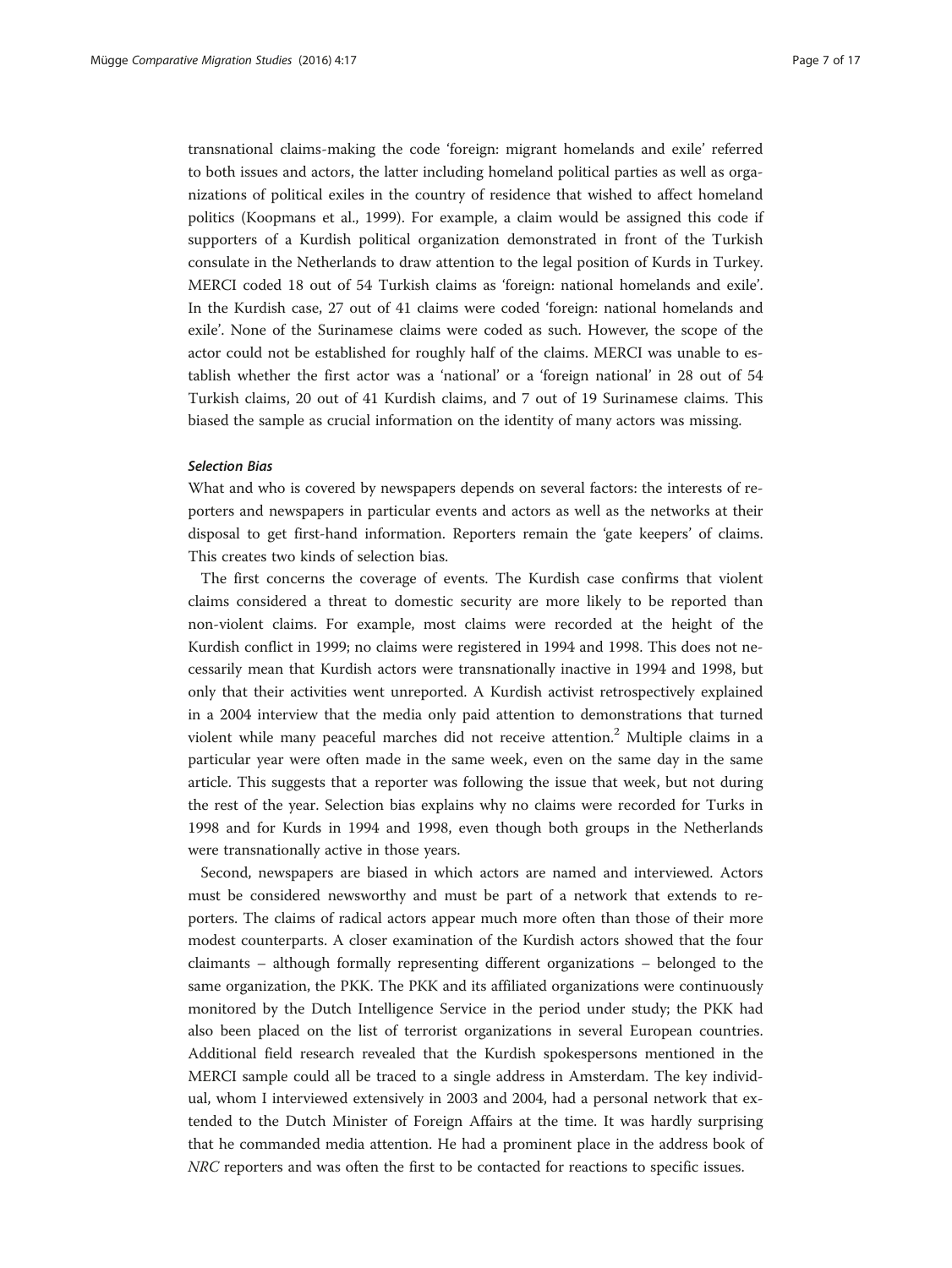transnational claims-making the code 'foreign: migrant homelands and exile' referred to both issues and actors, the latter including homeland political parties as well as organizations of political exiles in the country of residence that wished to affect homeland politics (Koopmans et al., 1999). For example, a claim would be assigned this code if supporters of a Kurdish political organization demonstrated in front of the Turkish consulate in the Netherlands to draw attention to the legal position of Kurds in Turkey. MERCI coded 18 out of 54 Turkish claims as 'foreign: national homelands and exile'. In the Kurdish case, 27 out of 41 claims were coded 'foreign: national homelands and exile'. None of the Surinamese claims were coded as such. However, the scope of the actor could not be established for roughly half of the claims. MERCI was unable to establish whether the first actor was a 'national' or a 'foreign national' in 28 out of 54 Turkish claims, 20 out of 41 Kurdish claims, and 7 out of 19 Surinamese claims. This biased the sample as crucial information on the identity of many actors was missing.

#### *Selection Bias*

What and who is covered by newspapers depends on several factors: the interests of reporters and newspapers in particular events and actors as well as the networks at their disposal to get first-hand information. Reporters remain the 'gate keepers' of claims. This creates two kinds of selection bias.

The first concerns the coverage of events. The Kurdish case confirms that violent claims considered a threat to domestic security are more likely to be reported than non-violent claims. For example, most claims were recorded at the height of the Kurdish conflict in 1999; no claims were registered in 1994 and 1998. This does not necessarily mean that Kurdish actors were transnationally inactive in 1994 and 1998, but only that their activities went unreported. A Kurdish activist retrospectively explained in a 2004 interview that the media only paid attention to demonstrations that turned violent while many peaceful marches did not receive attention.[2] Multiple claims in a particular year were often made in the same week, even on the same day in the same article. This suggests that a reporter was following the issue that week, but not during the rest of the year. Selection bias explains why no claims were recorded for Turks in 1998 and for Kurds in 1994 and 1998, even though both groups in the Netherlands were transnationally active in those years.

Second, newspapers are biased in which actors are named and interviewed. Actors must be considered newsworthy and must be part of a network that extends to reporters. The claims of radical actors appear much more often than those of their more modest counterparts. A closer examination of the Kurdish actors showed that the four claimants – although formally representing different organizations – belonged to the same organization, the PKK. The PKK and its affiliated organizations were continuously monitored by the Dutch Intelligence Service in the period under study; the PKK had also been placed on the list of terrorist organizations in several European countries. Additional field research revealed that the Kurdish spokespersons mentioned in the MERCI sample could all be traced to a single address in Amsterdam. The key individual, whom I interviewed extensively in 2003 and 2004, had a personal network that extended to the Dutch Minister of Foreign Affairs at the time. It was hardly surprising that he commanded media attention. He had a prominent place in the address book of *NRC* reporters and was often the first to be contacted for reactions to specific issues.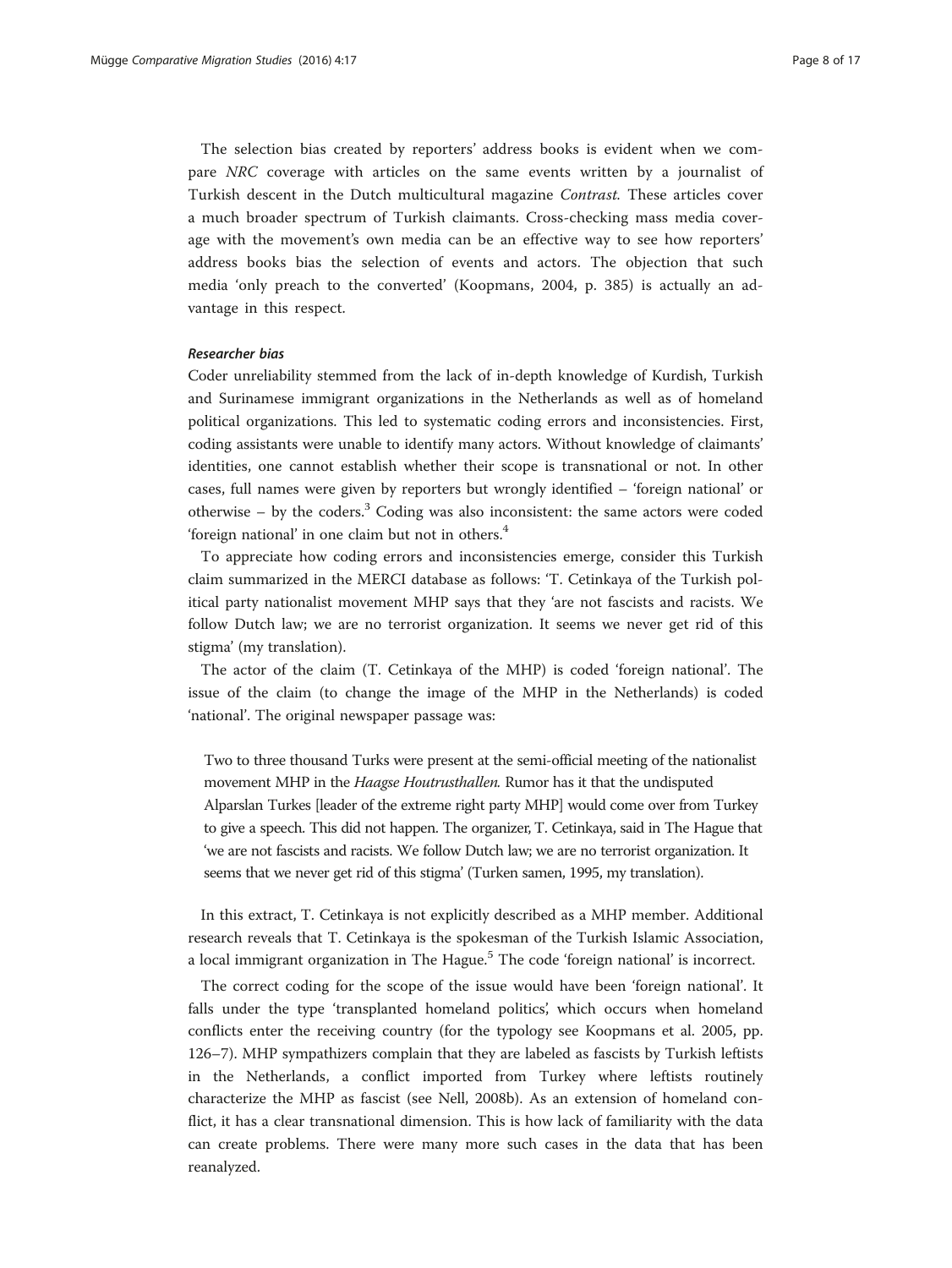The selection bias created by reporters' address books is evident when we compare *NRC* coverage with articles on the same events written by a journalist of Turkish descent in the Dutch multicultural magazine *Contrast*. These articles cover a much broader spectrum of Turkish claimants. Cross-checking mass media coverage with the movement's own media can be an effective way to see how reporters' address books bias the selection of events and actors. The objection that such media 'only preach to the converted' (Koopmans, 2004, p. 385) is actually an advantage in this respect.

#### *Researcher bias*

Coder unreliability stemmed from the lack of in-depth knowledge of Kurdish, Turkish and Surinamese immigrant organizations in the Netherlands as well as of homeland political organizations. This led to systematic coding errors and inconsistencies. First, coding assistants were unable to identify many actors. Without knowledge of claimants' identities, one cannot establish whether their scope is transnational or not. In other cases, full names were given by reporters but wrongly identified – 'foreign national' or otherwise – by the coders.[3] Coding was also inconsistent: the same actors were coded 'foreign national' in one claim but not in others.[4]

To appreciate how coding errors and inconsistencies emerge, consider this Turkish claim summarized in the MERCI database as follows: 'T. Cetinkaya of the Turkish political party nationalist movement MHP says that they 'are not fascists and racists. We follow Dutch law; we are no terrorist organization. It seems we never get rid of this stigma' (my translation).

The actor of the claim (T. Cetinkaya of the MHP) is coded 'foreign national'. The issue of the claim (to change the image of the MHP in the Netherlands) is coded 'national'. The original newspaper passage was:

> Two to three thousand Turks were present at the semi-official meeting of the nationalist movement MHP in the *Haagse Houtrusthallen*. Rumor has it that the undisputed Alparslan Turkes [leader of the extreme right party MHP] would come over from Turkey to give a speech. This did not happen. The organizer, T. Cetinkaya, said in The Hague that 'we are not fascists and racists. We follow Dutch law; we are no terrorist organization. It seems that we never get rid of this stigma' (Turken samen, 1995, my translation).

In this extract, T. Cetinkaya is not explicitly described as a MHP member. Additional research reveals that T. Cetinkaya is the spokesman of the Turkish Islamic Association, a local immigrant organization in The Hague.[5] The code 'foreign national' is incorrect.

The correct coding for the scope of the issue would have been 'foreign national'. It falls under the type 'transplanted homeland politics', which occurs when homeland conflicts enter the receiving country (for the typology see Koopmans et al. 2005, pp. 126–7). MHP sympathizers complain that they are labeled as fascists by Turkish leftists in the Netherlands, a conflict imported from Turkey where leftists routinely characterize the MHP as fascist (see Nell, 2008b). As an extension of homeland conflict, it has a clear transnational dimension. This is how lack of familiarity with the data can create problems. There were many more such cases in the data that has been reanalyzed.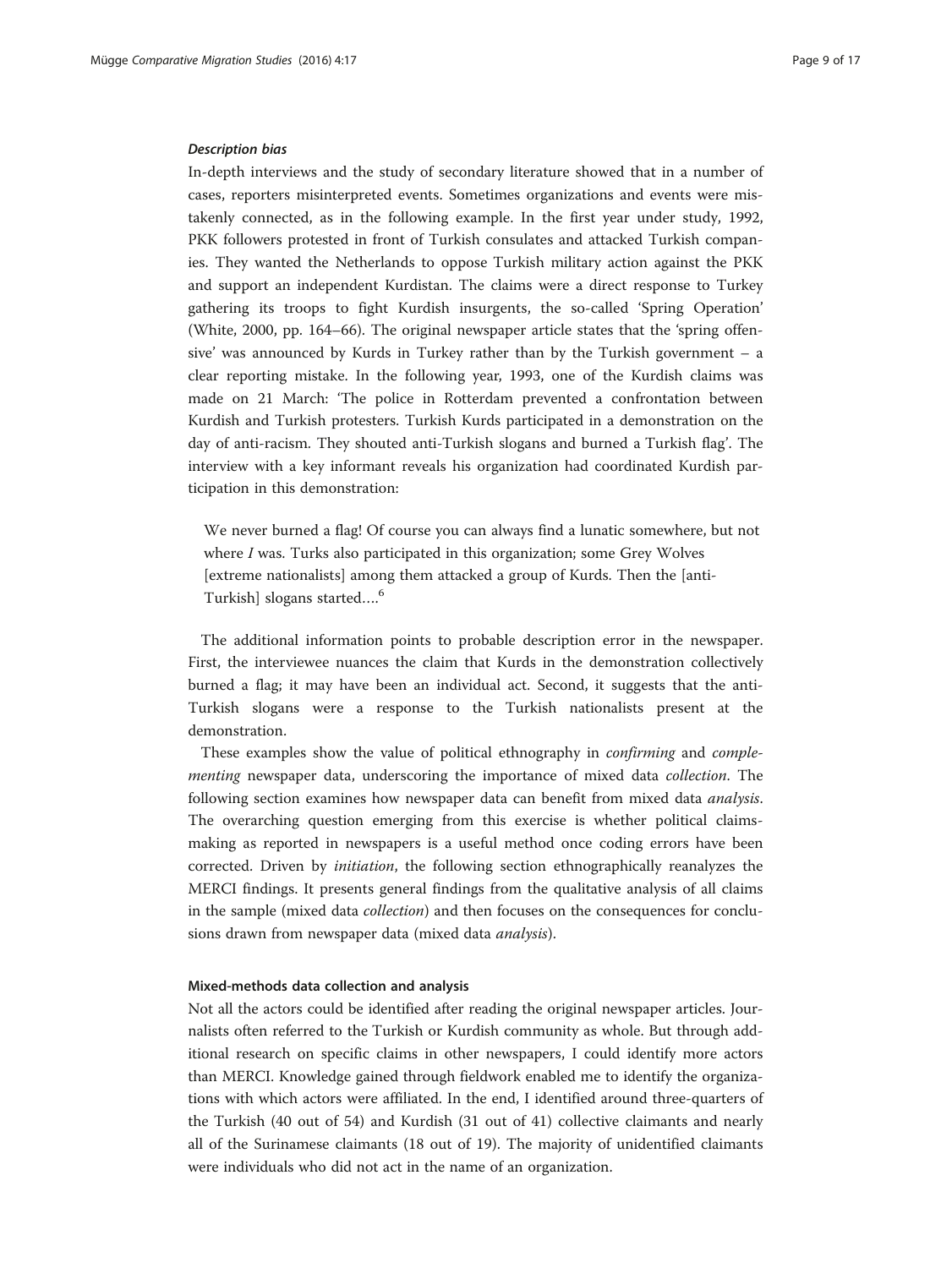#### *Description bias*

In-depth interviews and the study of secondary literature showed that in a number of cases, reporters misinterpreted events. Sometimes organizations and events were mistakenly connected, as in the following example. In the first year under study, 1992, PKK followers protested in front of Turkish consulates and attacked Turkish companies. They wanted the Netherlands to oppose Turkish military action against the PKK and support an independent Kurdistan. The claims were a direct response to Turkey gathering its troops to fight Kurdish insurgents, the so-called 'Spring Operation' (White, 2000, pp. 164–66). The original newspaper article states that the 'spring offensive' was announced by Kurds in Turkey rather than by the Turkish government – a clear reporting mistake. In the following year, 1993, one of the Kurdish claims was made on 21 March: 'The police in Rotterdam prevented a confrontation between Kurdish and Turkish protesters. Turkish Kurds participated in a demonstration on the day of anti-racism. They shouted anti-Turkish slogans and burned a Turkish flag'. The interview with a key informant reveals his organization had coordinated Kurdish participation in this demonstration:

> We never burned a flag! Of course you can always find a lunatic somewhere, but not where *I* was. Turks also participated in this organization; some Grey Wolves [extreme nationalists] among them attacked a group of Kurds. Then the [anti-Turkish] slogans started….[6]

The additional information points to probable description error in the newspaper. First, the interviewee nuances the claim that Kurds in the demonstration collectively burned a flag; it may have been an individual act. Second, it suggests that the anti-Turkish slogans were a response to the Turkish nationalists present at the demonstration.

These examples show the value of political ethnography in *confirming* and *complementing* newspaper data, underscoring the importance of mixed data *collection*. The following section examines how newspaper data can benefit from mixed data *analysis*. The overarching question emerging from this exercise is whether political claims-making as reported in newspapers is a useful method once coding errors have been corrected. Driven by *initiation*, the following section ethnographically reanalyzes the MERCI findings. It presents general findings from the qualitative analysis of all claims in the sample (mixed data *collection*) and then focuses on the consequences for conclusions drawn from newspaper data (mixed data *analysis*).

### Mixed-methods data collection and analysis

Not all the actors could be identified after reading the original newspaper articles. Journalists often referred to the Turkish or Kurdish community as whole. But through additional research on specific claims in other newspapers, I could identify more actors than MERCI. Knowledge gained through fieldwork enabled me to identify the organizations with which actors were affiliated. In the end, I identified around three-quarters of the Turkish (40 out of 54) and Kurdish (31 out of 41) collective claimants and nearly all of the Surinamese claimants (18 out of 19). The majority of unidentified claimants were individuals who did not act in the name of an organization.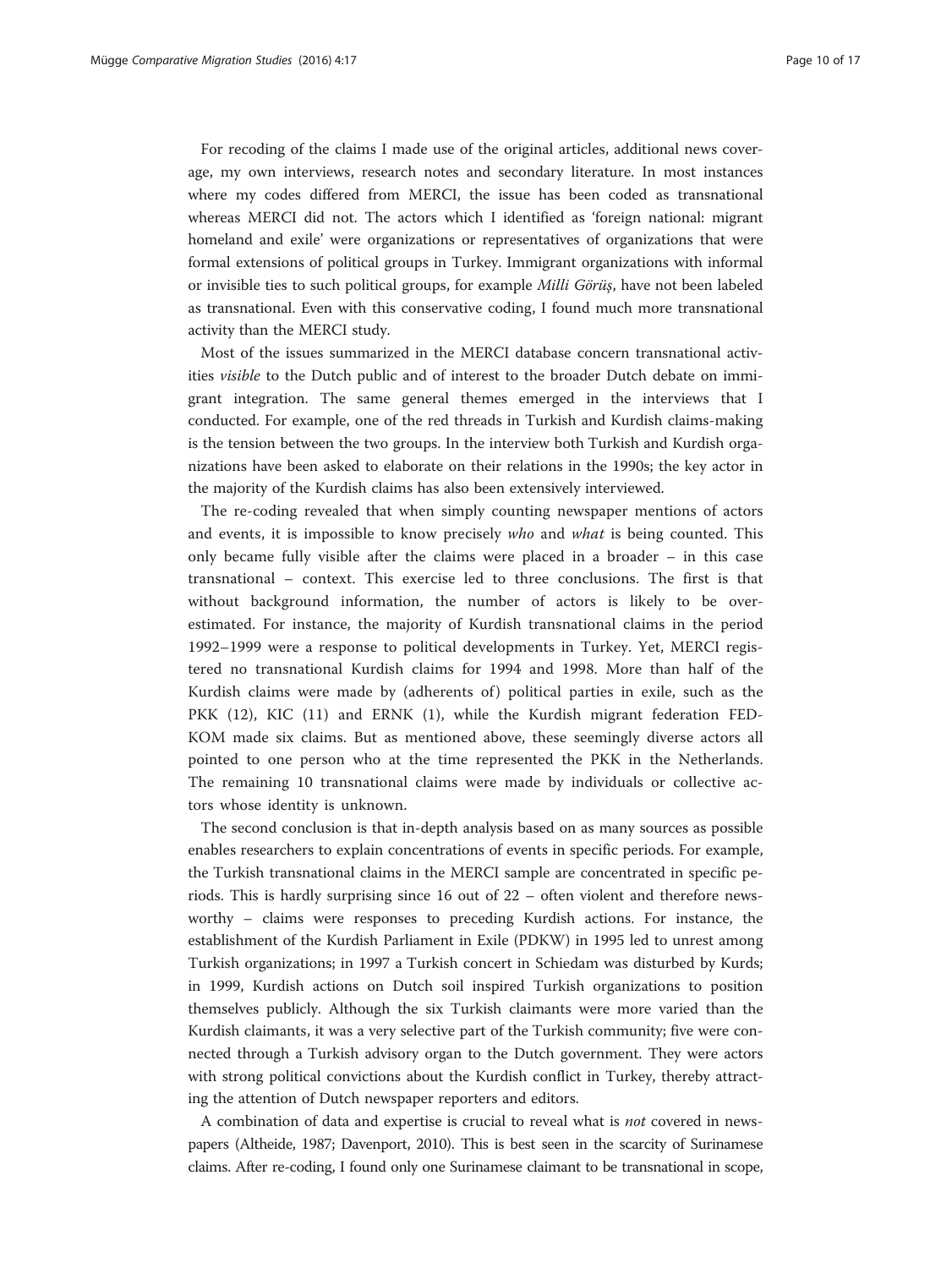For recoding of the claims I made use of the original articles, additional news coverage, my own interviews, research notes and secondary literature. In most instances where my codes differed from MERCI, the issue has been coded as transnational whereas MERCI did not. The actors which I identified as 'foreign national: migrant homeland and exile' were organizations or representatives of organizations that were formal extensions of political groups in Turkey. Immigrant organizations with informal or invisible ties to such political groups, for example *Milli Görüş*, have not been labeled as transnational. Even with this conservative coding, I found much more transnational activity than the MERCI study.

Most of the issues summarized in the MERCI database concern transnational activities *visible* to the Dutch public and of interest to the broader Dutch debate on immigrant integration. The same general themes emerged in the interviews that I conducted. For example, one of the red threads in Turkish and Kurdish claims-making is the tension between the two groups. In the interview both Turkish and Kurdish organizations have been asked to elaborate on their relations in the 1990s; the key actor in the majority of the Kurdish claims has also been extensively interviewed.

The re-coding revealed that when simply counting newspaper mentions of actors and events, it is impossible to know precisely *who* and *what* is being counted. This only became fully visible after the claims were placed in a broader – in this case transnational – context. This exercise led to three conclusions. The first is that without background information, the number of actors is likely to be overestimated. For instance, the majority of Kurdish transnational claims in the period 1992–1999 were a response to political developments in Turkey. Yet, MERCI registered no transnational Kurdish claims for 1994 and 1998. More than half of the Kurdish claims were made by (adherents of) political parties in exile, such as the PKK (12), KIC (11) and ERNK (1), while the Kurdish migrant federation FED-KOM made six claims. But as mentioned above, these seemingly diverse actors all pointed to one person who at the time represented the PKK in the Netherlands. The remaining 10 transnational claims were made by individuals or collective actors whose identity is unknown.

The second conclusion is that in-depth analysis based on as many sources as possible enables researchers to explain concentrations of events in specific periods. For example, the Turkish transnational claims in the MERCI sample are concentrated in specific periods. This is hardly surprising since 16 out of 22 – often violent and therefore newsworthy – claims were responses to preceding Kurdish actions. For instance, the establishment of the Kurdish Parliament in Exile (PDKW) in 1995 led to unrest among Turkish organizations; in 1997 a Turkish concert in Schiedam was disturbed by Kurds; in 1999, Kurdish actions on Dutch soil inspired Turkish organizations to position themselves publicly. Although the six Turkish claimants were more varied than the Kurdish claimants, it was a very selective part of the Turkish community; five were connected through a Turkish advisory organ to the Dutch government. They were actors with strong political convictions about the Kurdish conflict in Turkey, thereby attracting the attention of Dutch newspaper reporters and editors.

A combination of data and expertise is crucial to reveal what is *not* covered in newspapers (Altheide, 1987; Davenport, 2010). This is best seen in the scarcity of Surinamese claims. After re-coding, I found only one Surinamese claimant to be transnational in scope,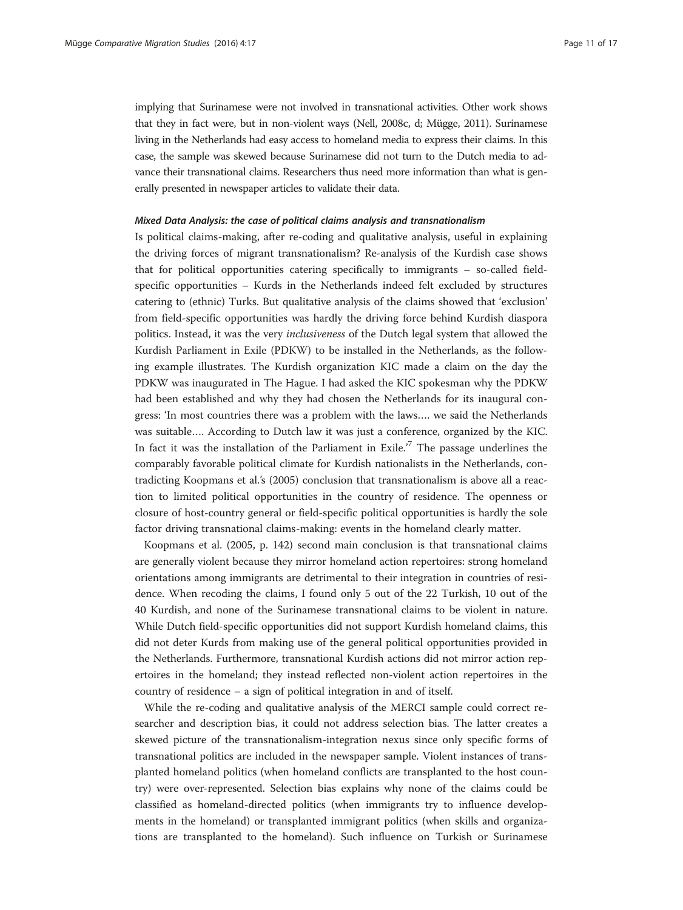implying that Surinamese were not involved in transnational activities. Other work shows that they in fact were, but in non-violent ways (Nell, 2008c, d; Mügge, 2011). Surinamese living in the Netherlands had easy access to homeland media to express their claims. In this case, the sample was skewed because Surinamese did not turn to the Dutch media to advance their transnational claims. Researchers thus need more information than what is generally presented in newspaper articles to validate their data.

#### *Mixed Data Analysis: the case of political claims analysis and transnationalism*

Is political claims-making, after re-coding and qualitative analysis, useful in explaining the driving forces of migrant transnationalism? Re-analysis of the Kurdish case shows that for political opportunities catering specifically to immigrants – so-called field-specific opportunities – Kurds in the Netherlands indeed felt excluded by structures catering to (ethnic) Turks. But qualitative analysis of the claims showed that 'exclusion' from field-specific opportunities was hardly the driving force behind Kurdish diaspora politics. Instead, it was the very *inclusiveness* of the Dutch legal system that allowed the Kurdish Parliament in Exile (PDKW) to be installed in the Netherlands, as the following example illustrates. The Kurdish organization KIC made a claim on the day the PDKW was inaugurated in The Hague. I had asked the KIC spokesman why the PDKW had been established and why they had chosen the Netherlands for its inaugural congress: 'In most countries there was a problem with the laws…. we said the Netherlands was suitable…. According to Dutch law it was just a conference, organized by the KIC. In fact it was the installation of the Parliament in Exile.'[7] The passage underlines the comparably favorable political climate for Kurdish nationalists in the Netherlands, contradicting Koopmans et al.'s (2005) conclusion that transnationalism is above all a reaction to limited political opportunities in the country of residence. The openness or closure of host-country general or field-specific political opportunities is hardly the sole factor driving transnational claims-making: events in the homeland clearly matter.

Koopmans et al. (2005, p. 142) second main conclusion is that transnational claims are generally violent because they mirror homeland action repertoires: strong homeland orientations among immigrants are detrimental to their integration in countries of residence. When recoding the claims, I found only 5 out of the 22 Turkish, 10 out of the 40 Kurdish, and none of the Surinamese transnational claims to be violent in nature. While Dutch field-specific opportunities did not support Kurdish homeland claims, this did not deter Kurds from making use of the general political opportunities provided in the Netherlands. Furthermore, transnational Kurdish actions did not mirror action repertoires in the homeland; they instead reflected non-violent action repertoires in the country of residence – a sign of political integration in and of itself.

While the re-coding and qualitative analysis of the MERCI sample could correct researcher and description bias, it could not address selection bias. The latter creates a skewed picture of the transnationalism-integration nexus since only specific forms of transnational politics are included in the newspaper sample. Violent instances of transplanted homeland politics (when homeland conflicts are transplanted to the host country) were over-represented. Selection bias explains why none of the claims could be classified as homeland-directed politics (when immigrants try to influence developments in the homeland) or transplanted immigrant politics (when skills and organizations are transplanted to the homeland). Such influence on Turkish or Surinamese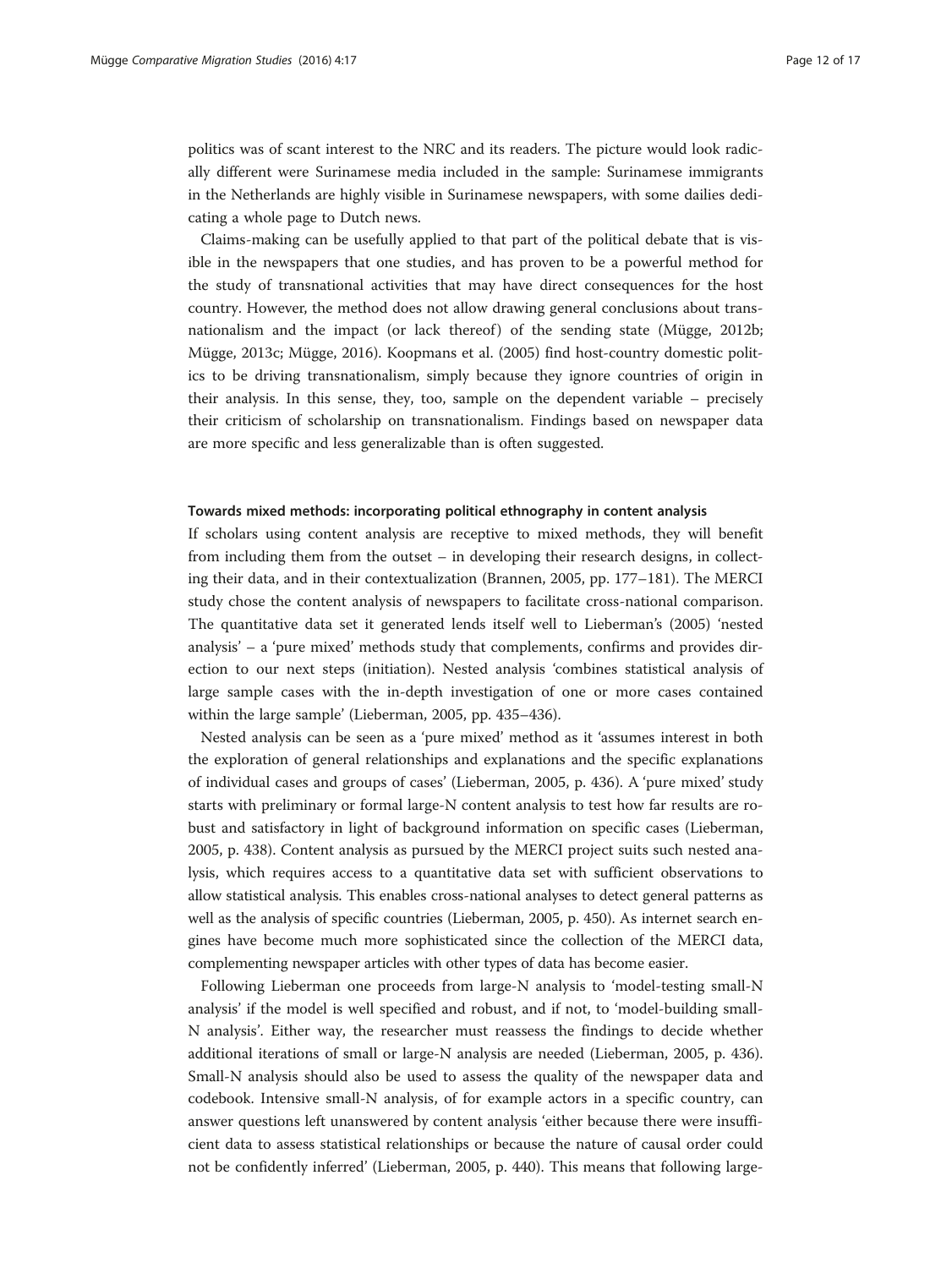politics was of scant interest to the NRC and its readers. The picture would look radically different were Surinamese media included in the sample: Surinamese immigrants in the Netherlands are highly visible in Surinamese newspapers, with some dailies dedicating a whole page to Dutch news.

Claims-making can be usefully applied to that part of the political debate that is visible in the newspapers that one studies, and has proven to be a powerful method for the study of transnational activities that may have direct consequences for the host country. However, the method does not allow drawing general conclusions about transnationalism and the impact (or lack thereof) of the sending state (Mügge, 2012b; Mügge, 2013c; Mügge, 2016). Koopmans et al. (2005) find host-country domestic politics to be driving transnationalism, simply because they ignore countries of origin in their analysis. In this sense, they, too, sample on the dependent variable – precisely their criticism of scholarship on transnationalism. Findings based on newspaper data are more specific and less generalizable than is often suggested.

### Towards mixed methods: incorporating political ethnography in content analysis

If scholars using content analysis are receptive to mixed methods, they will benefit from including them from the outset – in developing their research designs, in collecting their data, and in their contextualization (Brannen, 2005, pp. 177–181). The MERCI study chose the content analysis of newspapers to facilitate cross-national comparison. The quantitative data set it generated lends itself well to Lieberman's (2005) 'nested analysis' – a 'pure mixed' methods study that complements, confirms and provides direction to our next steps (initiation). Nested analysis 'combines statistical analysis of large sample cases with the in-depth investigation of one or more cases contained within the large sample' (Lieberman, 2005, pp. 435–436).

Nested analysis can be seen as a 'pure mixed' method as it 'assumes interest in both the exploration of general relationships and explanations and the specific explanations of individual cases and groups of cases' (Lieberman, 2005, p. 436). A 'pure mixed' study starts with preliminary or formal large-N content analysis to test how far results are robust and satisfactory in light of background information on specific cases (Lieberman, 2005, p. 438). Content analysis as pursued by the MERCI project suits such nested analysis, which requires access to a quantitative data set with sufficient observations to allow statistical analysis. This enables cross-national analyses to detect general patterns as well as the analysis of specific countries (Lieberman, 2005, p. 450). As internet search engines have become much more sophisticated since the collection of the MERCI data, complementing newspaper articles with other types of data has become easier.

Following Lieberman one proceeds from large-N analysis to 'model-testing small-N analysis' if the model is well specified and robust, and if not, to 'model-building small-N analysis'. Either way, the researcher must reassess the findings to decide whether additional iterations of small or large-N analysis are needed (Lieberman, 2005, p. 436). Small-N analysis should also be used to assess the quality of the newspaper data and codebook. Intensive small-N analysis, of for example actors in a specific country, can answer questions left unanswered by content analysis 'either because there were insufficient data to assess statistical relationships or because the nature of causal order could not be confidently inferred' (Lieberman, 2005, p. 440). This means that following large-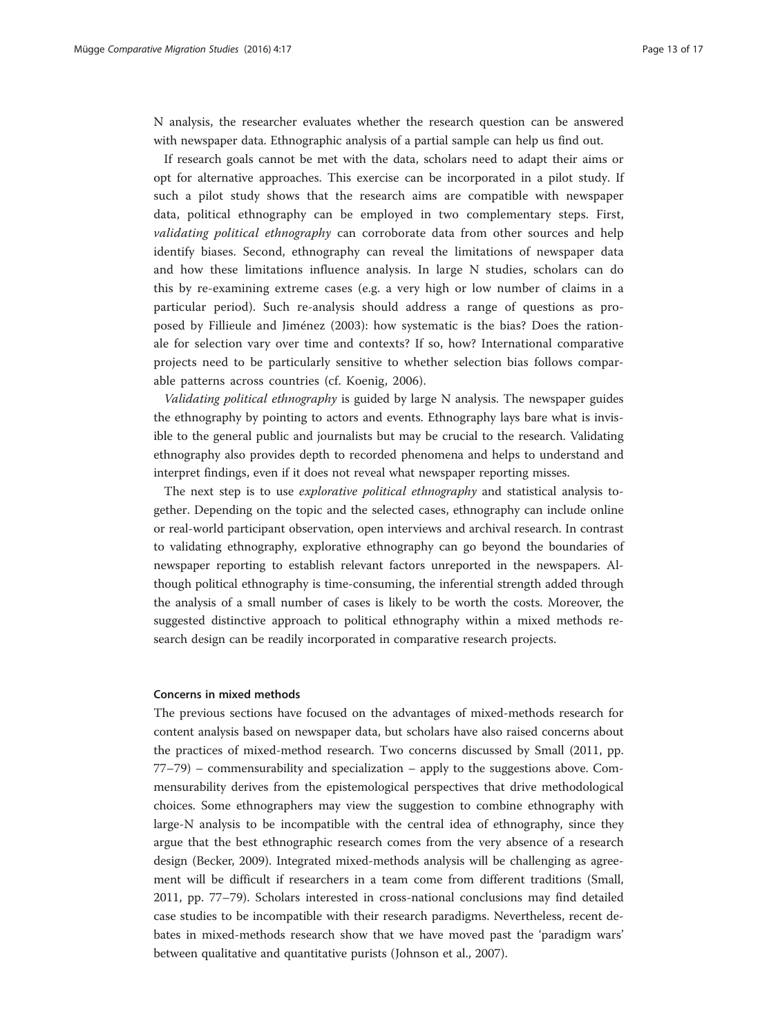N analysis, the researcher evaluates whether the research question can be answered with newspaper data. Ethnographic analysis of a partial sample can help us find out.

If research goals cannot be met with the data, scholars need to adapt their aims or opt for alternative approaches. This exercise can be incorporated in a pilot study. If such a pilot study shows that the research aims are compatible with newspaper data, political ethnography can be employed in two complementary steps. First, *validating political ethnography* can corroborate data from other sources and help identify biases. Second, ethnography can reveal the limitations of newspaper data and how these limitations influence analysis. In large N studies, scholars can do this by re-examining extreme cases (e.g. a very high or low number of claims in a particular period). Such re-analysis should address a range of questions as proposed by Fillieule and Jiménez (2003): how systematic is the bias? Does the rationale for selection vary over time and contexts? If so, how? International comparative projects need to be particularly sensitive to whether selection bias follows comparable patterns across countries (cf. Koenig, 2006).

*Validating political ethnography* is guided by large N analysis. The newspaper guides the ethnography by pointing to actors and events. Ethnography lays bare what is invisible to the general public and journalists but may be crucial to the research. Validating ethnography also provides depth to recorded phenomena and helps to understand and interpret findings, even if it does not reveal what newspaper reporting misses.

The next step is to use *explorative political ethnography* and statistical analysis together. Depending on the topic and the selected cases, ethnography can include online or real-world participant observation, open interviews and archival research. In contrast to validating ethnography, explorative ethnography can go beyond the boundaries of newspaper reporting to establish relevant factors unreported in the newspapers. Although political ethnography is time-consuming, the inferential strength added through the analysis of a small number of cases is likely to be worth the costs. Moreover, the suggested distinctive approach to political ethnography within a mixed methods research design can be readily incorporated in comparative research projects.

### Concerns in mixed methods

The previous sections have focused on the advantages of mixed-methods research for content analysis based on newspaper data, but scholars have also raised concerns about the practices of mixed-method research. Two concerns discussed by Small (2011, pp. 77–79) – commensurability and specialization – apply to the suggestions above. Commensurability derives from the epistemological perspectives that drive methodological choices. Some ethnographers may view the suggestion to combine ethnography with large-N analysis to be incompatible with the central idea of ethnography, since they argue that the best ethnographic research comes from the very absence of a research design (Becker, 2009). Integrated mixed-methods analysis will be challenging as agreement will be difficult if researchers in a team come from different traditions (Small, 2011, pp. 77–79). Scholars interested in cross-national conclusions may find detailed case studies to be incompatible with their research paradigms. Nevertheless, recent debates in mixed-methods research show that we have moved past the 'paradigm wars' between qualitative and quantitative purists (Johnson et al., 2007).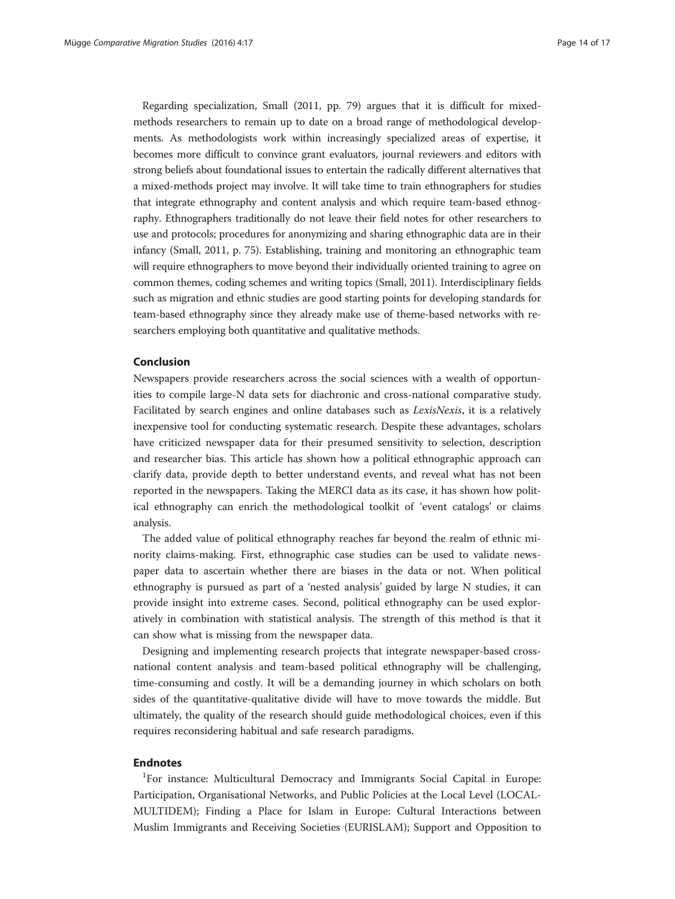Regarding specialization, Small (2011, pp. 79) argues that it is difficult for mixed-methods researchers to remain up to date on a broad range of methodological developments. As methodologists work within increasingly specialized areas of expertise, it becomes more difficult to convince grant evaluators, journal reviewers and editors with strong beliefs about foundational issues to entertain the radically different alternatives that a mixed-methods project may involve. It will take time to train ethnographers for studies that integrate ethnography and content analysis and which require team-based ethnography. Ethnographers traditionally do not leave their field notes for other researchers to use and protocols; procedures for anonymizing and sharing ethnographic data are in their infancy (Small, 2011, p. 75). Establishing, training and monitoring an ethnographic team will require ethnographers to move beyond their individually oriented training to agree on common themes, coding schemes and writing topics (Small, 2011). Interdisciplinary fields such as migration and ethnic studies are good starting points for developing standards for team-based ethnography since they already make use of theme-based networks with researchers employing both quantitative and qualitative methods.

## Conclusion

Newspapers provide researchers across the social sciences with a wealth of opportunities to compile large-N data sets for diachronic and cross-national comparative study. Facilitated by search engines and online databases such as *LexisNexis*, it is a relatively inexpensive tool for conducting systematic research. Despite these advantages, scholars have criticized newspaper data for their presumed sensitivity to selection, description and researcher bias. This article has shown how a political ethnographic approach can clarify data, provide depth to better understand events, and reveal what has not been reported in the newspapers. Taking the MERCI data as its case, it has shown how political ethnography can enrich the methodological toolkit of 'event catalogs' or claims analysis.

The added value of political ethnography reaches far beyond the realm of ethnic minority claims-making. First, ethnographic case studies can be used to validate newspaper data to ascertain whether there are biases in the data or not. When political ethnography is pursued as part of a 'nested analysis' guided by large N studies, it can provide insight into extreme cases. Second, political ethnography can be used exploratively in combination with statistical analysis. The strength of this method is that it can show what is missing from the newspaper data.

Designing and implementing research projects that integrate newspaper-based cross-national content analysis and team-based political ethnography will be challenging, time-consuming and costly. It will be a demanding journey in which scholars on both sides of the quantitative-qualitative divide will have to move towards the middle. But ultimately, the quality of the research should guide methodological choices, even if this requires reconsidering habitual and safe research paradigms.

## Endnotes

[1]For instance: Multicultural Democracy and Immigrants Social Capital in Europe: Participation, Organisational Networks, and Public Policies at the Local Level (LOCAL-MULTIDEM); Finding a Place for Islam in Europe: Cultural Interactions between Muslim Immigrants and Receiving Societies (EURISLAM); Support and Opposition to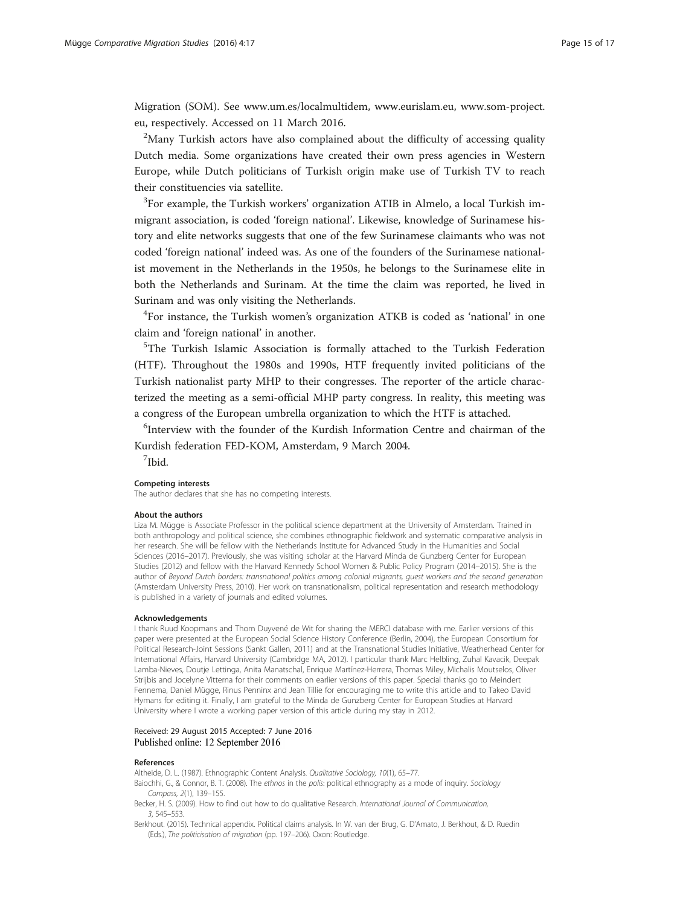Migration (SOM). See www.um.es/localmultidem, www.eurislam.eu, www.som-project.eu, respectively. Accessed on 11 March 2016.

[2]Many Turkish actors have also complained about the difficulty of accessing quality Dutch media. Some organizations have created their own press agencies in Western Europe, while Dutch politicians of Turkish origin make use of Turkish TV to reach their constituencies via satellite.

[3]For example, the Turkish workers' organization ATIB in Almelo, a local Turkish immigrant association, is coded 'foreign national'. Likewise, knowledge of Surinamese history and elite networks suggests that one of the few Surinamese claimants who was not coded 'foreign national' indeed was. As one of the founders of the Surinamese nationalist movement in the Netherlands in the 1950s, he belongs to the Surinamese elite in both the Netherlands and Surinam. At the time the claim was reported, he lived in Surinam and was only visiting the Netherlands.

[4]For instance, the Turkish women's organization ATKB is coded as 'national' in one claim and 'foreign national' in another.

[5]The Turkish Islamic Association is formally attached to the Turkish Federation (HTF). Throughout the 1980s and 1990s, HTF frequently invited politicians of the Turkish nationalist party MHP to their congresses. The reporter of the article characterized the meeting as a semi-official MHP party congress. In reality, this meeting was a congress of the European umbrella organization to which the HTF is attached.

[6]Interview with the founder of the Kurdish Information Centre and chairman of the Kurdish federation FED-KOM, Amsterdam, 9 March 2004.

[7]Ibid.

#### Competing interests

The author declares that she has no competing interests.

#### About the authors

Liza M. Mügge is Associate Professor in the political science department at the University of Amsterdam. Trained in both anthropology and political science, she combines ethnographic fieldwork and systematic comparative analysis in her research. She will be fellow with the Netherlands Institute for Advanced Study in the Humanities and Social Sciences (2016–2017). Previously, she was visiting scholar at the Harvard Minda de Gunzberg Center for European Studies (2012) and fellow with the Harvard Kennedy School Women & Public Policy Program (2014–2015). She is the author of *Beyond Dutch borders: transnational politics among colonial migrants, guest workers and the second generation* (Amsterdam University Press, 2010). Her work on transnationalism, political representation and research methodology is published in a variety of journals and edited volumes.

#### Acknowledgements

I thank Ruud Koopmans and Thom Duyvené de Wit for sharing the MERCI database with me. Earlier versions of this paper were presented at the European Social Science History Conference (Berlin, 2004), the European Consortium for Political Research-Joint Sessions (Sankt Gallen, 2011) and at the Transnational Studies Initiative, Weatherhead Center for International Affairs, Harvard University (Cambridge MA, 2012). I particular thank Marc Helbling, Zuhal Kavacik, Deepak Lamba-Nieves, Doutje Lettinga, Anita Manatschal, Enrique Martínez-Herrera, Thomas Miley, Michalis Moutselos, Oliver Strijbis and Jocelyne Vitterna for their comments on earlier versions of this paper. Special thanks go to Meindert Fennema, Daniel Mügge, Rinus Penninx and Jean Tillie for encouraging me to write this article and to Takeo David Hymans for editing it. Finally, I am grateful to the Minda de Gunzberg Center for European Studies at Harvard University where I wrote a working paper version of this article during my stay in 2012.

Received: 29 August 2015 Accepted: 7 June 2016
Published online: 12 September 2016

#### References

Altheide, D. L. (1987). Ethnographic Content Analysis. *Qualitative Sociology, 10*(1), 65–77.

Baiochhi, G., & Connor, B. T. (2008). The *ethnos* in the *polis*: political ethnography as a mode of inquiry. *Sociology Compass, 2*(1), 139–155.

Becker, H. S. (2009). How to find out how to do qualitative Research. *International Journal of Communication, 3*, 545–553.

Berkhout. (2015). Technical appendix. Political claims analysis. In W. van der Brug, G. D'Amato, J. Berkhout, & D. Ruedin (Eds.), *The politicisation of migration* (pp. 197–206). Oxon: Routledge.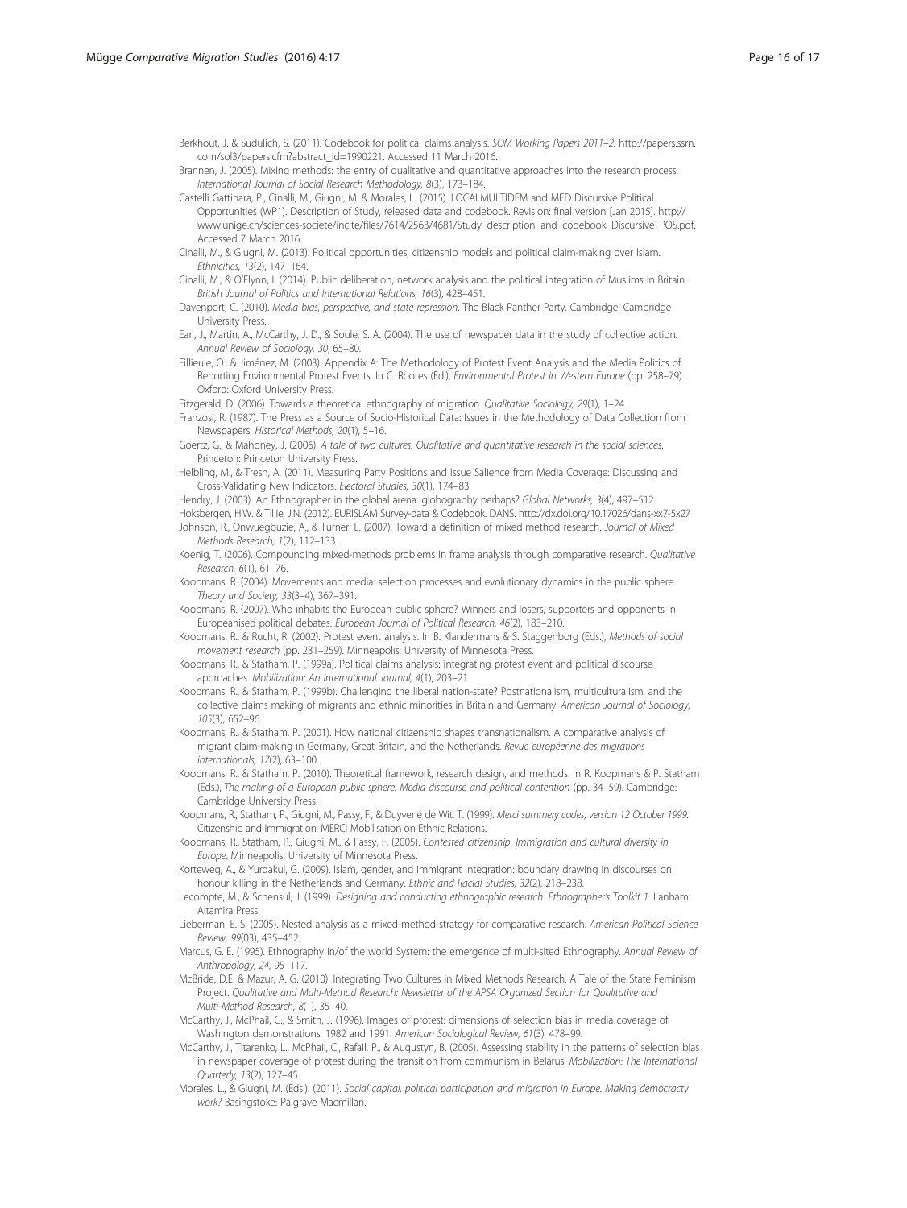Berkhout, J. & Sudulich, S. (2011). Codebook for political claims analysis. *SOM Working Papers 2011–2*. http://papers.ssrn.com/sol3/papers.cfm?abstract_id=1990221. Accessed 11 March 2016.

Brannen, J. (2005). Mixing methods: the entry of qualitative and quantitative approaches into the research process. *International Journal of Social Research Methodology, 8*(3), 173–184.

Castelli Gattinara, P., Cinalli, M., Giugni, M. & Morales, L. (2015). LOCALMULTIDEM and MED Discursive Political Opportunities (WP1). Description of Study, released data and codebook. Revision: final version [Jan 2015]. http://www.unige.ch/sciences-societe/incite/files/7614/2563/4681/Study_description_and_codebook_Discursive_POS.pdf. Accessed 7 March 2016.

Cinalli, M., & Giugni, M. (2013). Political opportunities, citizenship models and political claim-making over Islam. *Ethnicities, 13*(2), 147–164.

Cinalli, M., & O'Flynn, I. (2014). Public deliberation, network analysis and the political integration of Muslims in Britain. *British Journal of Politics and International Relations, 16*(3), 428–451.

Davenport, C. (2010). *Media bias, perspective, and state repression*. The Black Panther Party. Cambridge: Cambridge University Press.

Earl, J., Martin, A., McCarthy, J. D., & Soule, S. A. (2004). The use of newspaper data in the study of collective action. *Annual Review of Sociology, 30*, 65–80.

Fillieule, O., & Jiménez, M. (2003). Appendix A: The Methodology of Protest Event Analysis and the Media Politics of Reporting Environmental Protest Events. In C. Rootes (Ed.), *Environmental Protest in Western Europe* (pp. 258–79). Oxford: Oxford University Press.

Fitzgerald, D. (2006). Towards a theoretical ethnography of migration. *Qualitative Sociology, 29*(1), 1–24.

Franzosi, R. (1987). The Press as a Source of Socio-Historical Data: Issues in the Methodology of Data Collection from Newspapers. *Historical Methods, 20*(1), 5–16.

Goertz, G., & Mahoney, J. (2006). *A tale of two cultures. Qualitative and quantitative research in the social sciences*. Princeton: Princeton University Press.

Helbling, M., & Tresh, A. (2011). Measuring Party Positions and Issue Salience from Media Coverage: Discussing and Cross-Validating New Indicators. *Electoral Studies, 30*(1), 174–83.

Hendry, J. (2003). An Ethnographer in the global arena: globography perhaps? *Global Networks, 3*(4), 497–512.

Hoksbergen, H.W. & Tillie, J.N. (2012). EURISLAM Survey-data & Codebook. DANS. http://dx.doi.org/10.17026/dans-xx7-5x27

Johnson, R., Onwuegbuzie, A., & Turner, L. (2007). Toward a definition of mixed method research. *Journal of Mixed Methods Research, 1*(2), 112–133.

Koenig, T. (2006). Compounding mixed-methods problems in frame analysis through comparative research. *Qualitative Research, 6*(1), 61–76.

Koopmans, R. (2004). Movements and media: selection processes and evolutionary dynamics in the public sphere. *Theory and Society, 33*(3–4), 367–391.

Koopmans, R. (2007). Who inhabits the European public sphere? Winners and losers, supporters and opponents in Europeanised political debates. *European Journal of Political Research, 46*(2), 183–210.

Koopmans, R., & Rucht, R. (2002). Protest event analysis. In B. Klandermans & S. Staggenborg (Eds.), *Methods of social movement research* (pp. 231–259). Minneapolis: University of Minnesota Press.

Koopmans, R., & Statham, P. (1999a). Political claims analysis: integrating protest event and political discourse approaches. *Mobilization: An International Journal, 4*(1), 203–21.

Koopmans, R., & Statham, P. (1999b). Challenging the liberal nation-state? Postnationalism, multiculturalism, and the collective claims making of migrants and ethnic minorities in Britain and Germany. *American Journal of Sociology, 105*(3), 652–96.

Koopmans, R., & Statham, P. (2001). How national citizenship shapes transnationalism. A comparative analysis of migrant claim-making in Germany, Great Britain, and the Netherlands. *Revue européenne des migrations internationals, 17*(2), 63–100.

Koopmans, R., & Statham, P. (2010). Theoretical framework, research design, and methods. In R. Koopmans & P. Statham (Eds.), *The making of a European public sphere. Media discourse and political contention* (pp. 34–59). Cambridge: Cambridge University Press.

Koopmans, R., Statham, P., Giugni, M., Passy, F., & Duyvené de Wit, T. (1999). *Merci summery codes, version 12 October 1999*. Citizenship and Immigration: MERCI Mobilisation on Ethnic Relations.

Koopmans, R., Statham, P., Giugni, M., & Passy, F. (2005). *Contested citizenship. Immigration and cultural diversity in Europe*. Minneapolis: University of Minnesota Press.

Korteweg, A., & Yurdakul, G. (2009). Islam, gender, and immigrant integration: boundary drawing in discourses on honour killing in the Netherlands and Germany. *Ethnic and Racial Studies, 32*(2), 218–238.

Lecompte, M., & Schensul, J. (1999). *Designing and conducting ethnographic research. Ethnographer's Toolkit 1*. Lanham: Altamira Press.

Lieberman, E. S. (2005). Nested analysis as a mixed-method strategy for comparative research. *American Political Science Review, 99*(03), 435–452.

Marcus, G. E. (1995). Ethnography in/of the world System: the emergence of multi-sited Ethnography. *Annual Review of Anthropology, 24*, 95–117.

McBride, D.E. & Mazur, A. G. (2010). Integrating Two Cultures in Mixed Methods Research: A Tale of the State Feminism Project. *Qualitative and Multi-Method Research: Newsletter of the APSA Organized Section for Qualitative and Multi-Method Research, 8*(1), 35–40.

McCarthy, J., McPhail, C., & Smith, J. (1996). Images of protest: dimensions of selection bias in media coverage of Washington demonstrations, 1982 and 1991. *American Sociological Review, 61*(3), 478–99.

McCarthy, J., Titarenko, L., McPhail, C., Rafail, P., & Augustyn, B. (2005). Assessing stability in the patterns of selection bias in newspaper coverage of protest during the transition from communism in Belarus. *Mobilization: The International Quarterly, 13*(2), 127–45.

Morales, L., & Giugni, M. (Eds.). (2011). *Social capital, political participation and migration in Europe. Making democracty work?* Basingstoke: Palgrave Macmillan.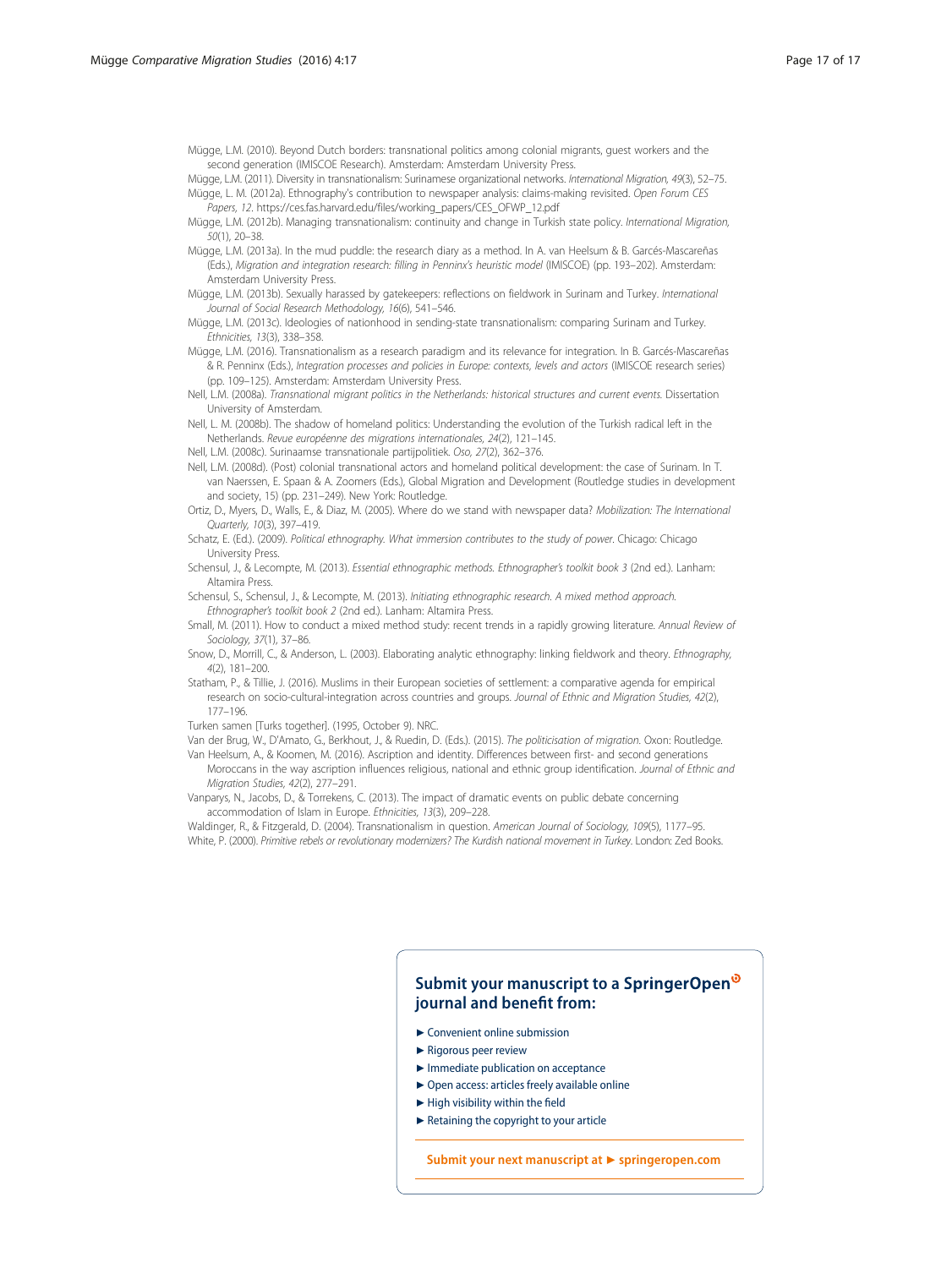Mügge, L.M. (2010). Beyond Dutch borders: transnational politics among colonial migrants, guest workers and the second generation (IMISCOE Research). Amsterdam: Amsterdam University Press.

Mügge, L.M. (2011). Diversity in transnationalism: Surinamese organizational networks. *International Migration, 49*(3), 52–75.

Mügge, L. M. (2012a). Ethnography's contribution to newspaper analysis: claims-making revisited. *Open Forum CES Papers, 12*. https://ces.fas.harvard.edu/files/working_papers/CES_OFWP_12.pdf

Mügge, L.M. (2012b). Managing transnationalism: continuity and change in Turkish state policy. *International Migration, 50*(1), 20–38.

Mügge, L.M. (2013a). In the mud puddle: the research diary as a method. In A. van Heelsum & B. Garcés-Mascareñas (Eds.), *Migration and integration research: filling in Penninx's heuristic model* (IMISCOE) (pp. 193–202). Amsterdam: Amsterdam University Press.

Mügge, L.M. (2013b). Sexually harassed by gatekeepers: reflections on fieldwork in Surinam and Turkey. *International Journal of Social Research Methodology, 16*(6), 541–546.

Mügge, L.M. (2013c). Ideologies of nationhood in sending-state transnationalism: comparing Surinam and Turkey. *Ethnicities, 13*(3), 338–358.

Mügge, L.M. (2016). Transnationalism as a research paradigm and its relevance for integration. In B. Garcés-Mascareñas & R. Penninx (Eds.), *Integration processes and policies in Europe: contexts, levels and actors* (IMISCOE research series) (pp. 109–125). Amsterdam: Amsterdam University Press.

Nell, L.M. (2008a). *Transnational migrant politics in the Netherlands: historical structures and current events*. Dissertation University of Amsterdam.

Nell, L. M. (2008b). The shadow of homeland politics: Understanding the evolution of the Turkish radical left in the Netherlands. *Revue européenne des migrations internationales, 24*(2), 121–145.

Nell, L.M. (2008c). Surinaamse transnationale partijpolitiek. *Oso, 27*(2), 362–376.

Nell, L.M. (2008d). (Post) colonial transnational actors and homeland political development: the case of Surinam. In T. van Naerssen, E. Spaan & A. Zoomers (Eds.), Global Migration and Development (Routledge studies in development and society, 15) (pp. 231–249). New York: Routledge.

Ortiz, D., Myers, D., Walls, E., & Diaz, M. (2005). Where do we stand with newspaper data? *Mobilization: The International Quarterly, 10*(3), 397–419.

Schatz, E. (Ed.). (2009). *Political ethnography. What immersion contributes to the study of power*. Chicago: Chicago University Press.

Schensul, J., & Lecompte, M. (2013). *Essential ethnographic methods. Ethnographer's toolkit book 3* (2nd ed.). Lanham: Altamira Press.

Schensul, S., Schensul, J., & Lecompte, M. (2013). *Initiating ethnographic research. A mixed method approach. Ethnographer's toolkit book 2* (2nd ed.). Lanham: Altamira Press.

Small, M. (2011). How to conduct a mixed method study: recent trends in a rapidly growing literature. *Annual Review of Sociology, 37*(1), 37–86.

Snow, D., Morrill, C., & Anderson, L. (2003). Elaborating analytic ethnography: linking fieldwork and theory. *Ethnography, 4*(2), 181–200.

Statham, P., & Tillie, J. (2016). Muslims in their European societies of settlement: a comparative agenda for empirical research on socio-cultural-integration across countries and groups. *Journal of Ethnic and Migration Studies, 42*(2), 177–196.

Turken samen [Turks together]. (1995, October 9). NRC.

Van der Brug, W., D'Amato, G., Berkhout, J., & Ruedin, D. (Eds.). (2015). *The politicisation of migration*. Oxon: Routledge.

Van Heelsum, A., & Koomen, M. (2016). Ascription and identity. Differences between first- and second generations Moroccans in the way ascription influences religious, national and ethnic group identification. *Journal of Ethnic and Migration Studies, 42*(2), 277–291.

Vanparys, N., Jacobs, D., & Torrekens, C. (2013). The impact of dramatic events on public debate concerning accommodation of Islam in Europe. *Ethnicities, 13*(3), 209–228.

Waldinger, R., & Fitzgerald, D. (2004). Transnationalism in question. *American Journal of Sociology, 109*(5), 1177–95.

White, P. (2000). *Primitive rebels or revolutionary modernizers? The Kurdish national movement in Turkey*. London: Zed Books.

**Submit your manuscript to a SpringerOpen journal and benefit from:**

- ► Convenient online submission
- ► Rigorous peer review
- ► Immediate publication on acceptance
- ► Open access: articles freely available online
- ► High visibility within the field
- ► Retaining the copyright to your article

**Submit your next manuscript at ► springeropen.com**